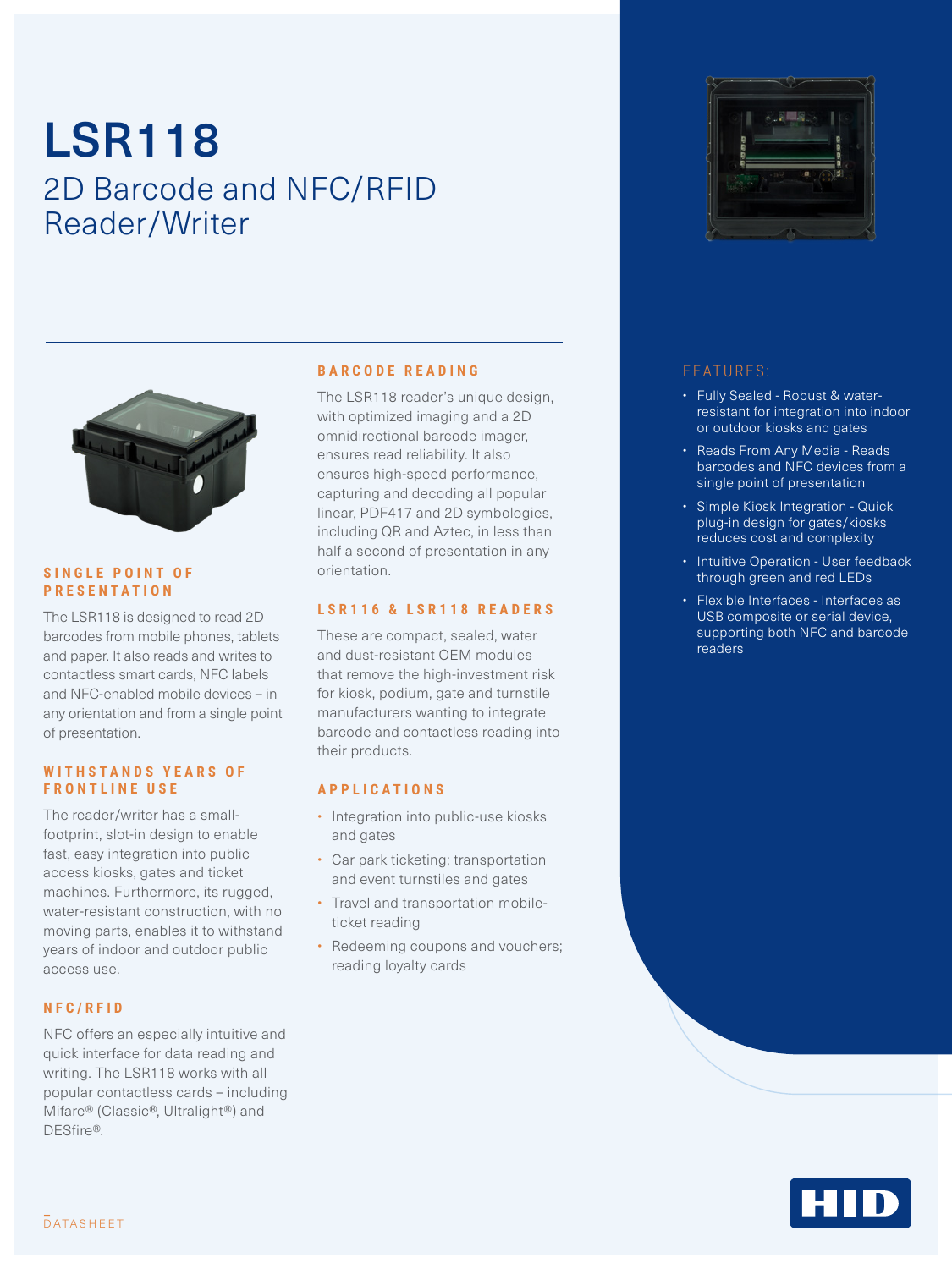# LSR118

## 2D Barcode and NFC/RFID Reader/Writer

### SINGLE POINT OF PRESENTATION

The LSR118 is designed to read 2D barcodes from mobile phones, tablets and paper. It also reads and writes to contactless smart cards, NFC labels and NFC-enabled mobile devices – in any orientation and from a single point of presentation.

### WITHSTANDS YEARS OF FRONTLINE USE

The reader/writer has a small-footprint, slot-in design to enable fast, easy integration into public access kiosks, gates and ticket machines. Furthermore, its rugged, water-resistant construction, with no moving parts, enables it to withstand years of indoor and outdoor public access use.

### NFC/RFID

NFC offers an especially intuitive and quick interface for data reading and writing. The LSR118 works with all popular contactless cards – including Mifare® (Classic®, Ultralight®) and DESfire®.

### BARCODE READING

The LSR118 reader's unique design, with optimized imaging and a 2D omnidirectional barcode imager, ensures read reliability. It also ensures high-speed performance, capturing and decoding all popular linear, PDF417 and 2D symbologies, including QR and Aztec, in less than half a second of presentation in any orientation.

### LSR116 & LSR118 READERS

These are compact, sealed, water and dust-resistant OEM modules that remove the high-investment risk for kiosk, podium, gate and turnstile manufacturers wanting to integrate barcode and contactless reading into their products.

### APPLICATIONS

- Integration into public-use kiosks and gates
- Car park ticketing; transportation and event turnstiles and gates
- Travel and transportation mobile-ticket reading
- Redeeming coupons and vouchers; reading loyalty cards

### FEATURES:

- Fully Sealed - Robust & water-resistant for integration into indoor or outdoor kiosks and gates
- Reads From Any Media - Reads barcodes and NFC devices from a single point of presentation
- Simple Kiosk Integration - Quick plug-in design for gates/kiosks reduces cost and complexity
- Intuitive Operation - User feedback through green and red LEDs
- Flexible Interfaces - Interfaces as USB composite or serial device, supporting both NFC and barcode readers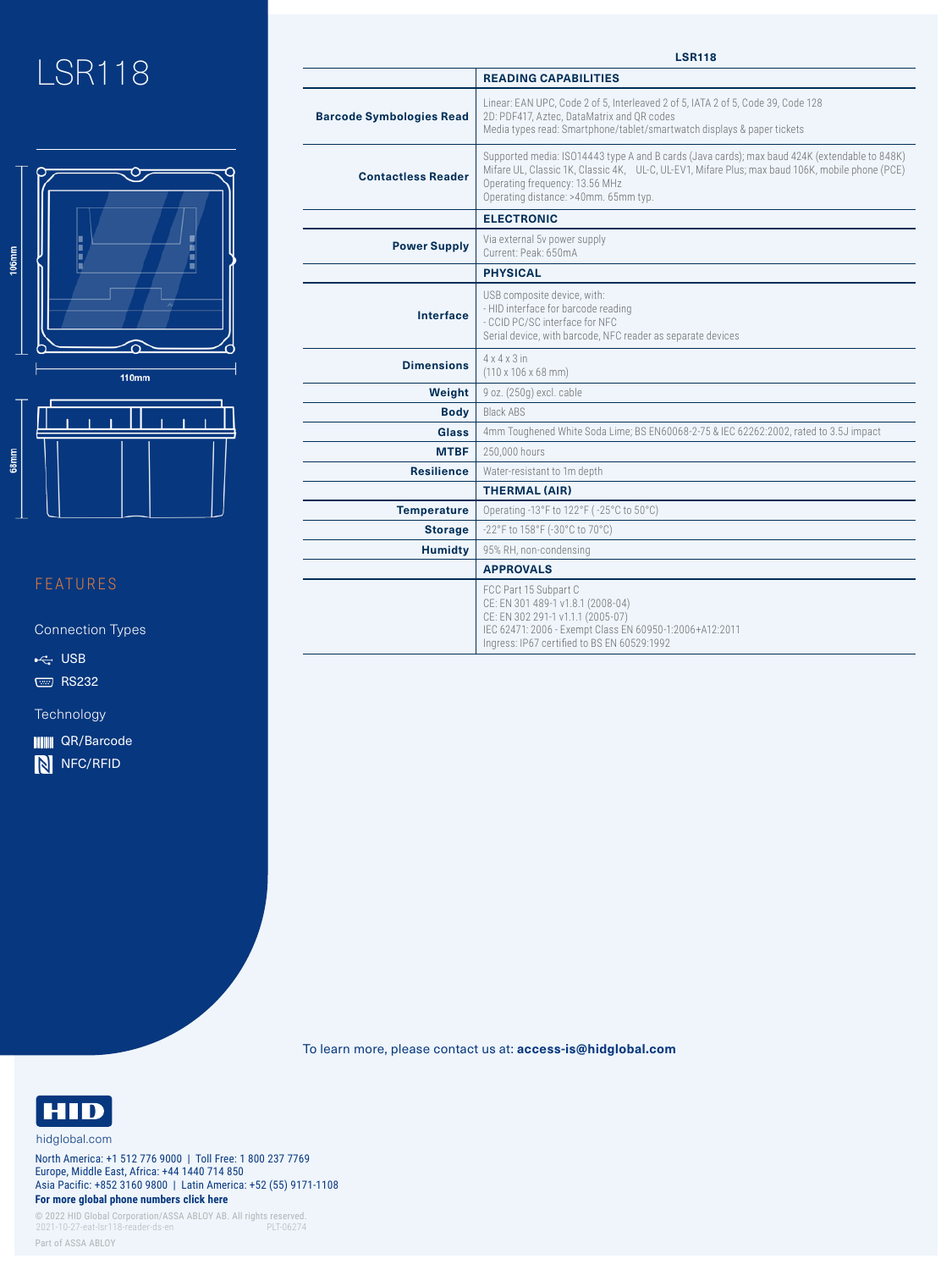# LSR118

106mm

110mm

68mm

## FEATURES

Connection Types

- USB
- RS232

Technology

- QR/Barcode
- NFC/RFID

| | LSR118 |
|---|---|
| | **READING CAPABILITIES** |
| **Barcode Symbologies Read** | Linear: EAN UPC, Code 2 of 5, Interleaved 2 of 5, IATA 2 of 5, Code 39, Code 128<br>2D: PDF417, Aztec, DataMatrix and QR codes<br>Media types read: Smartphone/tablet/smartwatch displays & paper tickets |
| **Contactless Reader** | Supported media: ISO14443 type A and B cards (Java cards); max baud 424K (extendable to 848K)<br>Mifare UL, Classic 1K, Classic 4K, UL-C, UL-EV1, Mifare Plus; max baud 106K, mobile phone (PCE)<br>Operating frequency: 13.56 MHz<br>Operating distance: >40mm. 65mm typ. |
| | **ELECTRONIC** |
| **Power Supply** | Via external 5v power supply<br>Current: Peak: 650mA |
| | **PHYSICAL** |
| **Interface** | USB composite device, with:<br>- HID interface for barcode reading<br>- CCID PC/SC interface for NFC<br>Serial device, with barcode, NFC reader as separate devices |
| **Dimensions** | 4 x 4 x 3 in<br>(110 x 106 x 68 mm) |
| **Weight** | 9 oz. (250g) excl. cable |
| **Body** | Black ABS |
| **Glass** | 4mm Toughened White Soda Lime; BS EN60068-2-75 & IEC 62262:2002, rated to 3.5J impact |
| **MTBF** | 250,000 hours |
| **Resilience** | Water-resistant to 1m depth |
| | **THERMAL (AIR)** |
| **Temperature** | Operating -13°F to 122°F ( -25°C to 50°C) |
| **Storage** | -22°F to 158°F (-30°C to 70°C) |
| **Humidty** | 95% RH, non-condensing |
| | **APPROVALS** |
| | FCC Part 15 Subpart C<br>CE: EN 301 489-1 v1.8.1 (2008-04)<br>CE: EN 302 291-1 v1.1.1 (2005-07)<br>IEC 62471: 2006 - Exempt Class EN 60950-1:2006+A12:2011<br>Ingress: IP67 certified to BS EN 60529:1992 |

To learn more, please contact us at: **access-is@hidglobal.com**

HID

hidglobal.com

North America: +1 512 776 9000 | Toll Free: 1 800 237 7769
Europe, Middle East, Africa: +44 1440 714 850
Asia Pacific: +852 3160 9800 | Latin America: +52 (55) 9171-1108
**For more global phone numbers click here**

© 2022 HID Global Corporation/ASSA ABLOY AB. All rights reserved.
2021-10-27-eat-lsr118-reader-ds-en PLT-06274

Part of ASSA ABLOY